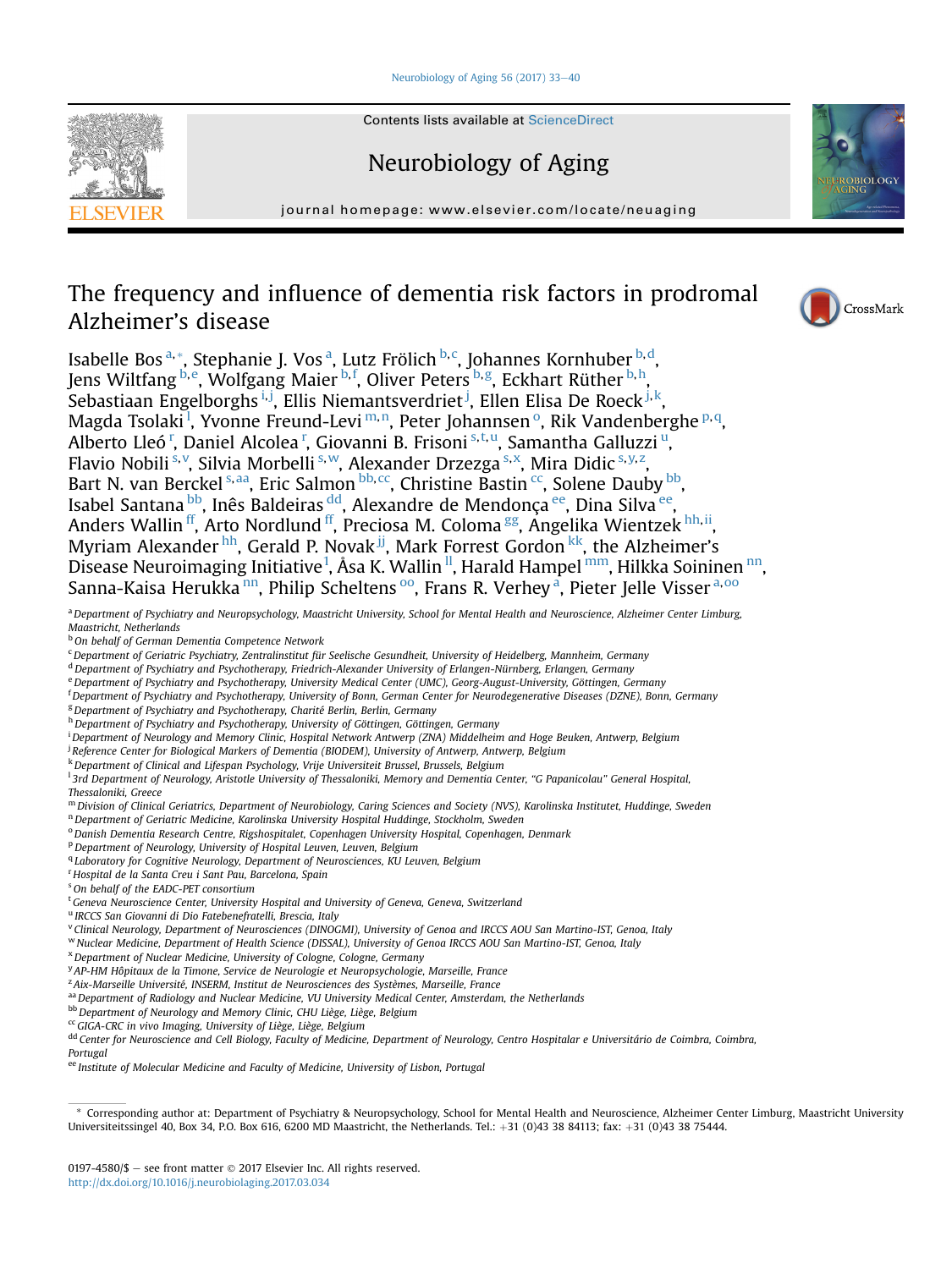Contents lists available at ScienceDirect

# Neurobiology of Aging

journal homepage: www.elsevier.com/locate/neuaging

# The frequency and influence of dementia risk factors in prodromal Alzheimer's disease

Isabelle Bos[a,*], Stephanie J. Vos[a], Lutz Frölich[b,c], Johannes Kornhuber[b,d], Jens Wiltfang[b,e], Wolfgang Maier[b,f], Oliver Peters[b,g], Eckhart Rüther[b,h], Sebastiaan Engelborghs[i,j], Ellis Niemantsverdriet[j], Ellen Elisa De Roeck[j,k], Magda Tsolaki[l], Yvonne Freund-Levi[m,n], Peter Johannsen[o], Rik Vandenberghe[p,q], Alberto Lleó[r], Daniel Alcolea[r], Giovanni B. Frisoni[s,t,u], Samantha Galluzzi[u], Flavio Nobili[s,v], Silvia Morbelli[s,w], Alexander Drzezga[s,x], Mira Didic[s,y,z], Bart N. van Berckel[s,aa], Eric Salmon[bb,cc], Christine Bastin[cc], Solene Dauby[bb], Isabel Santana[bb], Inês Baldeiras[dd], Alexandre de Mendonça[ee], Dina Silva[ee], Anders Wallin[ff], Arto Nordlund[ff], Preciosa M. Coloma[gg], Angelika Wientzek[hh,ii], Myriam Alexander[hh], Gerald P. Novak[jj], Mark Forrest Gordon[kk], the Alzheimer's Disease Neuroimaging Initiative[1], Åsa K. Wallin[ll], Harald Hampel[mm], Hilkka Soininen[nn], Sanna-Kaisa Herukka[nn], Philip Scheltens[oo], Frans R. Verhey[a], Pieter Jelle Visser[a,oo]

[a] Department of Psychiatry and Neuropsychology, Maastricht University, School for Mental Health and Neuroscience, Alzheimer Center Limburg, Maastricht, Netherlands
[b] On behalf of German Dementia Competence Network
[c] Department of Geriatric Psychiatry, Zentralinstitut für Seelische Gesundheit, University of Heidelberg, Mannheim, Germany
[d] Department of Psychiatry and Psychotherapy, Friedrich-Alexander University of Erlangen-Nürnberg, Erlangen, Germany
[e] Department of Psychiatry and Psychotherapy, University Medical Center (UMC), Georg-August-University, Göttingen, Germany
[f] Department of Psychiatry and Psychotherapy, University of Bonn, German Center for Neurodegenerative Diseases (DZNE), Bonn, Germany
[g] Department of Psychiatry and Psychotherapy, Charité Berlin, Berlin, Germany
[h] Department of Psychiatry and Psychotherapy, University of Göttingen, Göttingen, Germany
[i] Department of Neurology and Memory Clinic, Hospital Network Antwerp (ZNA) Middelheim and Hoge Beuken, Antwerp, Belgium
[j] Reference Center for Biological Markers of Dementia (BIODEM), University of Antwerp, Antwerp, Belgium
[k] Department of Clinical and Lifespan Psychology, Vrije Universiteit Brussel, Brussels, Belgium
[l] 3rd Department of Neurology, Aristotle University of Thessaloniki, Memory and Dementia Center, "G Papanicolau" General Hospital, Thessaloniki, Greece
[m] Division of Clinical Geriatrics, Department of Neurobiology, Caring Sciences and Society (NVS), Karolinska Institutet, Huddinge, Sweden
[n] Department of Geriatric Medicine, Karolinska University Hospital Huddinge, Stockholm, Sweden
[o] Danish Dementia Research Centre, Rigshospitalet, Copenhagen University Hospital, Copenhagen, Denmark
[p] Department of Neurology, University of Hospital Leuven, Leuven, Belgium
[q] Laboratory for Cognitive Neurology, Department of Neurosciences, KU Leuven, Belgium
[r] Hospital de la Santa Creu i Sant Pau, Barcelona, Spain
[s] On behalf of the EADC-PET consortium
[t] Geneva Neuroscience Center, University Hospital and University of Geneva, Geneva, Switzerland
[u] IRCCS San Giovanni di Dio Fatebenefratelli, Brescia, Italy
[v] Clinical Neurology, Department of Neurosciences (DINOGMI), University of Genoa and IRCCS AOU San Martino-IST, Genoa, Italy
[w] Nuclear Medicine, Department of Health Science (DISSAL), University of Genoa IRCCS AOU San Martino-IST, Genoa, Italy
[x] Department of Nuclear Medicine, University of Cologne, Cologne, Germany
[y] AP-HM Hôpitaux de la Timone, Service de Neurologie et Neuropsychologie, Marseille, France
[z] Aix-Marseille Université, INSERM, Institut de Neurosciences des Systèmes, Marseille, France
[aa] Department of Radiology and Nuclear Medicine, VU University Medical Center, Amsterdam, the Netherlands
[bb] Department of Neurology and Memory Clinic, CHU Liège, Liège, Belgium
[cc] GIGA-CRC in vivo Imaging, University of Liège, Liège, Belgium
[dd] Center for Neuroscience and Cell Biology, Faculty of Medicine, Department of Neurology, Centro Hospitalar e Universitário de Coimbra, Coimbra, Portugal
[ee] Institute of Molecular Medicine and Faculty of Medicine, University of Lisbon, Portugal

\* Corresponding author at: Department of Psychiatry & Neuropsychology, School for Mental Health and Neuroscience, Alzheimer Center Limburg, Maastricht University Universiteitssingel 40, Box 34, P.O. Box 616, 6200 MD Maastricht, the Netherlands. Tel.: +31 (0)43 38 84113; fax: +31 (0)43 38 75444.

0197-4580/$ – see front matter © 2017 Elsevier Inc. All rights reserved.
http://dx.doi.org/10.1016/j.neurobiolaging.2017.03.034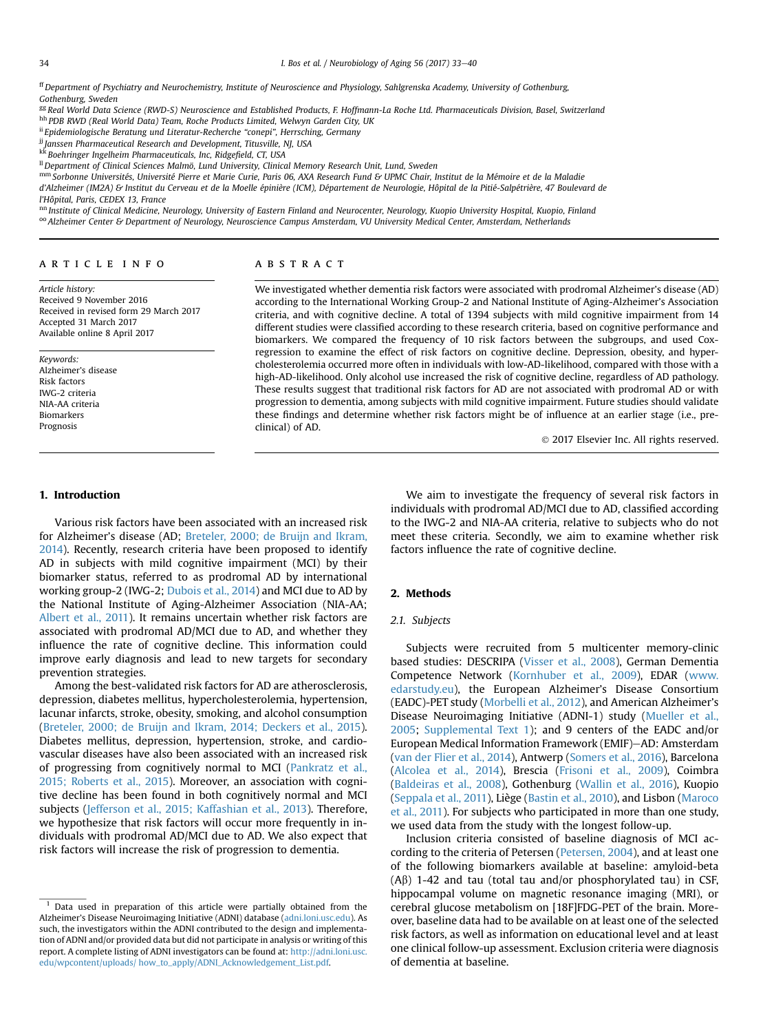[ff] Department of Psychiatry and Neurochemistry, Institute of Neuroscience and Physiology, Sahlgrenska Academy, University of Gothenburg, Gothenburg, Sweden
[gg] Real World Data Science (RWD-S) Neuroscience and Established Products, F. Hoffmann-La Roche Ltd. Pharmaceuticals Division, Basel, Switzerland
[hh] PDB RWD (Real World Data) Team, Roche Products Limited, Welwyn Garden City, UK
[ii] Epidemiologische Beratung und Literatur-Recherche "conepi", Herrsching, Germany
[jj] Janssen Pharmaceutical Research and Development, Titusville, NJ, USA
[kk] Boehringer Ingelheim Pharmaceuticals, Inc, Ridgefield, CT, USA
[ll] Department of Clinical Sciences Malmö, Lund University, Clinical Memory Research Unit, Lund, Sweden
[mm] Sorbonne Universités, Université Pierre et Marie Curie, Paris 06, AXA Research Fund & UPMC Chair, Institut de la Mémoire et de la Maladie d'Alzheimer (IM2A) & Institut du Cerveau et de la Moelle épinière (ICM), Département de Neurologie, Hôpital de la Pitié-Salpétrière, 47 Boulevard de l'Hôpital, Paris, CEDEX 13, France
[nn] Institute of Clinical Medicine, Neurology, University of Eastern Finland and Neurocenter, Neurology, Kuopio University Hospital, Kuopio, Finland
[oo] Alzheimer Center & Department of Neurology, Neuroscience Campus Amsterdam, VU University Medical Center, Amsterdam, Netherlands

ARTICLE INFO

*Article history:*
Received 9 November 2016
Received in revised form 29 March 2017
Accepted 31 March 2017
Available online 8 April 2017

*Keywords:*
Alzheimer's disease
Risk factors
IWG-2 criteria
NIA-AA criteria
Biomarkers
Prognosis

ABSTRACT

We investigated whether dementia risk factors were associated with prodromal Alzheimer's disease (AD) according to the International Working Group-2 and National Institute of Aging-Alzheimer's Association criteria, and with cognitive decline. A total of 1394 subjects with mild cognitive impairment from 14 different studies were classified according to these research criteria, based on cognitive performance and biomarkers. We compared the frequency of 10 risk factors between the subgroups, and used Cox-regression to examine the effect of risk factors on cognitive decline. Depression, obesity, and hypercholesterolemia occurred more often in individuals with low-AD-likelihood, compared with those with a high-AD-likelihood. Only alcohol use increased the risk of cognitive decline, regardless of AD pathology. These results suggest that traditional risk factors for AD are not associated with prodromal AD or with progression to dementia, among subjects with mild cognitive impairment. Future studies should validate these findings and determine whether risk factors might be of influence at an earlier stage (i.e., preclinical) of AD.

© 2017 Elsevier Inc. All rights reserved.

## 1. Introduction

Various risk factors have been associated with an increased risk for Alzheimer's disease (AD; Breteler, 2000; de Bruijn and Ikram, 2014). Recently, research criteria have been proposed to identify AD in subjects with mild cognitive impairment (MCI) by their biomarker status, referred to as prodromal AD by international working group-2 (IWG-2; Dubois et al., 2014) and MCI due to AD by the National Institute of Aging-Alzheimer Association (NIA-AA; Albert et al., 2011). It remains uncertain whether risk factors are associated with prodromal AD/MCI due to AD, and whether they influence the rate of cognitive decline. This information could improve early diagnosis and lead to new targets for secondary prevention strategies.

Among the best-validated risk factors for AD are atherosclerosis, depression, diabetes mellitus, hypercholesterolemia, hypertension, lacunar infarcts, stroke, obesity, smoking, and alcohol consumption (Breteler, 2000; de Bruijn and Ikram, 2014; Deckers et al., 2015). Diabetes mellitus, depression, hypertension, stroke, and cardiovascular diseases have also been associated with an increased risk of progressing from cognitively normal to MCI (Pankratz et al., 2015; Roberts et al., 2015). Moreover, an association with cognitive decline has been found in both cognitively normal and MCI subjects (Jefferson et al., 2015; Kaffashian et al., 2013). Therefore, we hypothesize that risk factors will occur more frequently in individuals with prodromal AD/MCI due to AD. We also expect that risk factors will increase the risk of progression to dementia.

We aim to investigate the frequency of several risk factors in individuals with prodromal AD/MCI due to AD, classified according to the IWG-2 and NIA-AA criteria, relative to subjects who do not meet these criteria. Secondly, we aim to examine whether risk factors influence the rate of cognitive decline.

## 2. Methods

### 2.1. Subjects

Subjects were recruited from 5 multicenter memory-clinic based studies: DESCRIPA (Visser et al., 2008), German Dementia Competence Network (Kornhuber et al., 2009), EDAR (www.edarstudy.eu), the European Alzheimer's Disease Consortium (EADC)-PET study (Morbelli et al., 2012), and American Alzheimer's Disease Neuroimaging Initiative (ADNI-1) study (Mueller et al., 2005; Supplemental Text 1); and 9 centers of the EADC and/or European Medical Information Framework (EMIF)—AD: Amsterdam (van der Flier et al., 2014), Antwerp (Somers et al., 2016), Barcelona (Alcolea et al., 2014), Brescia (Frisoni et al., 2009), Coimbra (Baldeiras et al., 2008), Gothenburg (Wallin et al., 2016), Kuopio (Seppala et al., 2011), Liège (Bastin et al., 2010), and Lisbon (Maroco et al., 2011). For subjects who participated in more than one study, we used data from the study with the longest follow-up.

Inclusion criteria consisted of baseline diagnosis of MCI according to the criteria of Petersen (Petersen, 2004), and at least one of the following biomarkers available at baseline: amyloid-beta (Aβ) 1-42 and tau (total tau and/or phosphorylated tau) in CSF, hippocampal volume on magnetic resonance imaging (MRI), or cerebral glucose metabolism on [18F]FDG-PET of the brain. Moreover, baseline data had to be available on at least one of the selected risk factors, as well as information on educational level and at least one clinical follow-up assessment. Exclusion criteria were diagnosis of dementia at baseline.

[1] Data used in preparation of this article were partially obtained from the Alzheimer's Disease Neuroimaging Initiative (ADNI) database (adni.loni.usc.edu). As such, the investigators within the ADNI contributed to the design and implementation of ADNI and/or provided data but did not participate in analysis or writing of this report. A complete listing of ADNI investigators can be found at: http://adni.loni.usc.edu/wpcontent/uploads/ how_to_apply/ADNI_Acknowledgement_List.pdf.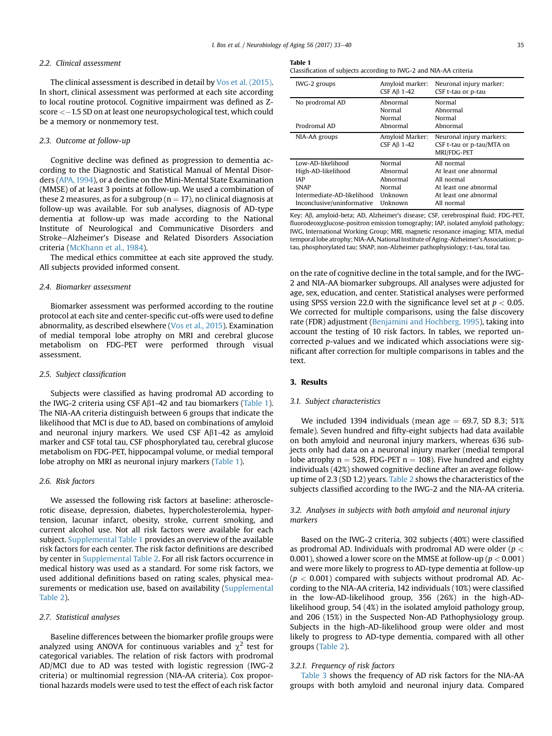### 2.2. Clinical assessment

The clinical assessment is described in detail by Vos et al. (2015). In short, clinical assessment was performed at each site according to local routine protocol. Cognitive impairment was defined as Z-score $<-1.5$ SD on at least one neuropsychological test, which could be a memory or nonmemory test.

### 2.3. Outcome at follow-up

Cognitive decline was defined as progression to dementia according to the Diagnostic and Statistical Manual of Mental Disorders (APA, 1994), or a decline on the Mini-Mental State Examination (MMSE) of at least 3 points at follow-up. We used a combination of these 2 measures, as for a subgroup ($n = 17$), no clinical diagnosis at follow-up was available. For sub analyses, diagnosis of AD-type dementia at follow-up was made according to the National Institute of Neurological and Communicative Disorders and Stroke—Alzheimer's Disease and Related Disorders Association criteria (McKhann et al., 1984).

The medical ethics committee at each site approved the study. All subjects provided informed consent.

### 2.4. Biomarker assessment

Biomarker assessment was performed according to the routine protocol at each site and center-specific cut-offs were used to define abnormality, as described elsewhere (Vos et al., 2015). Examination of medial temporal lobe atrophy on MRI and cerebral glucose metabolism on FDG-PET were performed through visual assessment.

### 2.5. Subject classification

Subjects were classified as having prodromal AD according to the IWG-2 criteria using CSF Aβ1-42 and tau biomarkers (Table 1). The NIA-AA criteria distinguish between 6 groups that indicate the likelihood that MCI is due to AD, based on combinations of amyloid and neuronal injury markers. We used CSF Aβ1-42 as amyloid marker and CSF total tau, CSF phosphorylated tau, cerebral glucose metabolism on FDG-PET, hippocampal volume, or medial temporal lobe atrophy on MRI as neuronal injury markers (Table 1).

### 2.6. Risk factors

We assessed the following risk factors at baseline: atherosclerotic disease, depression, diabetes, hypercholesterolemia, hypertension, lacunar infarct, obesity, stroke, current smoking, and current alcohol use. Not all risk factors were available for each subject. Supplemental Table 1 provides an overview of the available risk factors for each center. The risk factor definitions are described by center in Supplemental Table 2. For all risk factors occurrence in medical history was used as a standard. For some risk factors, we used additional definitions based on rating scales, physical measurements or medication use, based on availability (Supplemental Table 2).

### 2.7. Statistical analyses

Baseline differences between the biomarker profile groups were analyzed using ANOVA for continuous variables and $\chi^2$ test for categorical variables. The relation of risk factors with prodromal AD/MCI due to AD was tested with logistic regression (IWG-2 criteria) or multinomial regression (NIA-AA criteria). Cox proportional hazards models were used to test the effect of each risk factor on the rate of cognitive decline in the total sample, and for the IWG-2 and NIA-AA biomarker subgroups. All analyses were adjusted for age, sex, education, and center. Statistical analyses were performed using SPSS version 22.0 with the significance level set at $p < 0.05$. We corrected for multiple comparisons, using the false discovery rate (FDR) adjustment (Benjamini and Hochberg, 1995), taking into account the testing of 10 risk factors. In tables, we reported uncorrected $p$-values and we indicated which associations were significant after correction for multiple comparisons in tables and the text.

**Table 1**
Classification of subjects according to IWG-2 and NIA-AA criteria

| IWG-2 groups | Amyloid marker: CSF Aβ 1-42 | Neuronal injury marker: CSF t-tau or p-tau |
|---|---|---|
| No prodromal AD | Abnormal | Normal |
| | Normal | Abnormal |
| | Normal | Normal |
| Prodromal AD | Abnormal | Abnormal |
| **NIA-AA groups** | **Amyloid Marker: CSF Aβ 1-42** | **Neuronal injury markers: CSF t-tau or p-tau/MTA on MRI/FDG-PET** |
| Low-AD-likelihood | Normal | All normal |
| High-AD-likelihood | Abnormal | At least one abnormal |
| IAP | Abnormal | All normal |
| SNAP | Normal | At least one abnormal |
| Intermediate-AD-likelihood | Unknown | At least one abnormal |
| Inconclusive/uninformative | Unknown | All normal |

Key: Aβ, amyloid-beta; AD, Alzheimer's disease; CSF, cerebrospinal fluid; FDG-PET, fluorodeoxyglucose-positron emission tomography; IAP, isolated amyloid pathology; IWG, International Working Group; MRI, magnetic resonance imaging; MTA, medial temporal lobe atrophy; NIA-AA, National Institute of Aging-Alzheimer's Association; p-tau, phosphorylated tau; SNAP, non-Alzheimer pathophysiology; t-tau, total tau.

## 3. Results

### 3.1. Subject characteristics

We included 1394 individuals (mean age = 69.7, SD 8.3; 51% female). Seven hundred and fifty-eight subjects had data available on both amyloid and neuronal injury markers, whereas 636 subjects only had data on a neuronal injury marker (medial temporal lobe atrophy $n = 528$, FDG-PET $n = 108$). Five hundred and eighty individuals (42%) showed cognitive decline after an average follow-up time of 2.3 (SD 1.2) years. Table 2 shows the characteristics of the subjects classified according to the IWG-2 and the NIA-AA criteria.

### 3.2. Analyses in subjects with both amyloid and neuronal injury markers

Based on the IWG-2 criteria, 302 subjects (40%) were classified as prodromal AD. Individuals with prodromal AD were older ($p < 0.001$), showed a lower score on the MMSE at follow-up ($p < 0.001$) and were more likely to progress to AD-type dementia at follow-up ($p < 0.001$) compared with subjects without prodromal AD. According to the NIA-AA criteria, 142 individuals (10%) were classified in the low-AD-likelihood group, 356 (26%) in the high-AD-likelihood group, 54 (4%) in the isolated amyloid pathology group, and 206 (15%) in the Suspected Non-AD Pathophysiology group. Subjects in the high-AD-likelihood group were older and most likely to progress to AD-type dementia, compared with all other groups (Table 2).

#### 3.2.1. Frequency of risk factors

Table 3 shows the frequency of AD risk factors for the NIA-AA groups with both amyloid and neuronal injury data. Compared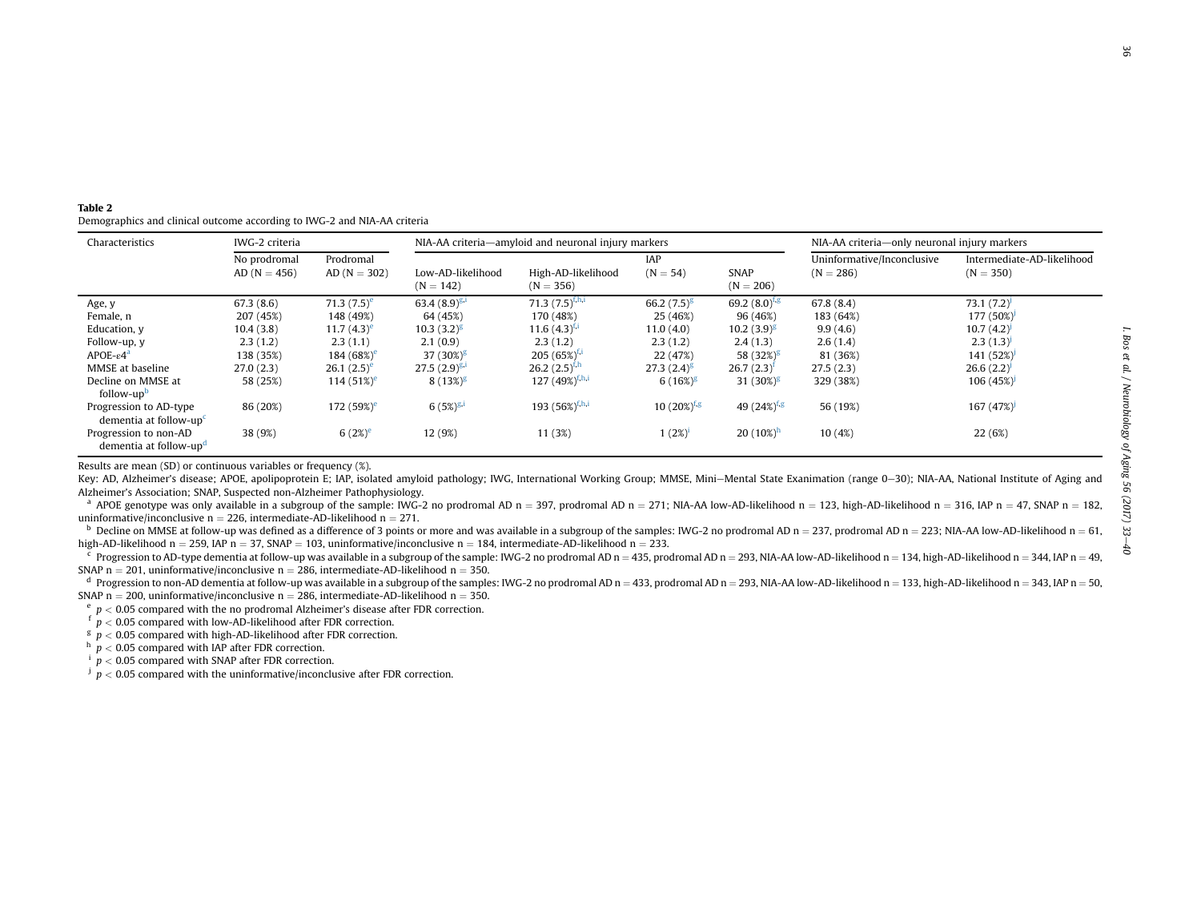**Table 2**
Demographics and clinical outcome according to IWG-2 and NIA-AA criteria

| Characteristics | IWG-2 criteria | | NIA-AA criteria—amyloid and neuronal injury markers | | | | NIA-AA criteria—only neuronal injury markers | |
|---|---|---|---|---|---|---|---|---|
| | No prodromal AD (N = 456) | Prodromal AD (N = 302) | Low-AD-likelihood (N = 142) | High-AD-likelihood (N = 356) | IAP (N = 54) | SNAP (N = 206) | Uninformative/Inconclusive (N = 286) | Intermediate-AD-likelihood (N = 350) |
| Age, y | 67.3 (8.6) | 71.3 (7.5)[e] | 63.4 (8.9)[g,i] | 71.3 (7.5)[f,h,i] | 66.2 (7.5)[g] | 69.2 (8.0)[f,g] | 67.8 (8.4) | 73.1 (7.2)[j] |
| Female, n | 207 (45%) | 148 (49%) | 64 (45%) | 170 (48%) | 25 (46%) | 96 (46%) | 183 (64%) | 177 (50%)[j] |
| Education, y | 10.4 (3.8) | 11.7 (4.3)[e] | 10.3 (3.2)[g] | 11.6 (4.3)[f,i] | 11.0 (4.0) | 10.2 (3.9)[g] | 9.9 (4.6) | 10.7 (4.2)[j] |
| Follow-up, y | 2.3 (1.2) | 2.3 (1.1) | 2.1 (0.9) | 2.3 (1.2) | 2.3 (1.2) | 2.4 (1.3) | 2.6 (1.4) | 2.3 (1.3)[j] |
| APOE-ε4[a] | 138 (35%) | 184 (68%)[e] | 37 (30%)[g] | 205 (65%)[f,i] | 22 (47%) | 58 (32%)[g] | 81 (36%) | 141 (52%)[j] |
| MMSE at baseline | 27.0 (2.3) | 26.1 (2.5)[e] | 27.5 (2.9)[g,i] | 26.2 (2.5)[f,h] | 27.3 (2.4)[g] | 26.7 (2.3)[f] | 27.5 (2.3) | 26.6 (2.2)[j] |
| Decline on MMSE at follow-up[b] | 58 (25%) | 114 (51%)[e] | 8 (13%)[g] | 127 (49%)[f,h,i] | 6 (16%)[g] | 31 (30%)[g] | 329 (38%) | 106 (45%)[j] |
| Progression to AD-type dementia at follow-up[c] | 86 (20%) | 172 (59%)[e] | 6 (5%)[g,i] | 193 (56%)[f,h,i] | 10 (20%)[f,g] | 49 (24%)[f,g] | 56 (19%) | 167 (47%)[j] |
| Progression to non-AD dementia at follow-up[d] | 38 (9%) | 6 (2%)[e] | 12 (9%) | 11 (3%) | 1 (2%)[i] | 20 (10%)[h] | 10 (4%) | 22 (6%) |

Results are mean (SD) or continuous variables or frequency (%).

Key: AD, Alzheimer's disease; APOE, apolipoprotein E; IAP, isolated amyloid pathology; IWG, International Working Group; MMSE, Mini—Mental State Exanimation (range 0—30); NIA-AA, National Institute of Aging and Alzheimer's Association; SNAP, Suspected non-Alzheimer Pathophysiology.

[a] APOE genotype was only available in a subgroup of the sample: IWG-2 no prodromal AD n = 397, prodromal AD n = 271; NIA-AA low-AD-likelihood n = 123, high-AD-likelihood n = 316, IAP n = 47, SNAP n = 182, uninformative/inconclusive n = 226, intermediate-AD-likelihood n = 271.

[b] Decline on MMSE at follow-up was defined as a difference of 3 points or more and was available in a subgroup of the samples: IWG-2 no prodromal AD n = 237, prodromal AD n = 223; NIA-AA low-AD-likelihood n = 61, high-AD-likelihood n = 259, IAP n = 37, SNAP = 103, uninformative/inconclusive n = 184, intermediate-AD-likelihood n = 233.

[c] Progression to AD-type dementia at follow-up was available in a subgroup of the sample: IWG-2 no prodromal AD n = 435, prodromal AD n = 293, NIA-AA low-AD-likelihood n = 134, high-AD-likelihood n = 344, IAP n = 49, SNAP n = 201, uninformative/inconclusive n = 286, intermediate-AD-likelihood n = 350.

[d] Progression to non-AD dementia at follow-up was available in a subgroup of the samples: IWG-2 no prodromal AD n = 433, prodromal AD n = 293, NIA-AA low-AD-likelihood n = 133, high-AD-likelihood n = 343, IAP n = 50, SNAP n = 200, uninformative/inconclusive n = 286, intermediate-AD-likelihood n = 350.

[e] $p < 0.05$ compared with the no prodromal Alzheimer's disease after FDR correction.

[f] $p < 0.05$ compared with low-AD-likelihood after FDR correction.

[g] $p < 0.05$ compared with high-AD-likelihood after FDR correction.

[h] $p < 0.05$ compared with IAP after FDR correction.

[i] $p < 0.05$ compared with SNAP after FDR correction.

[j] $p < 0.05$ compared with the uninformative/inconclusive after FDR correction.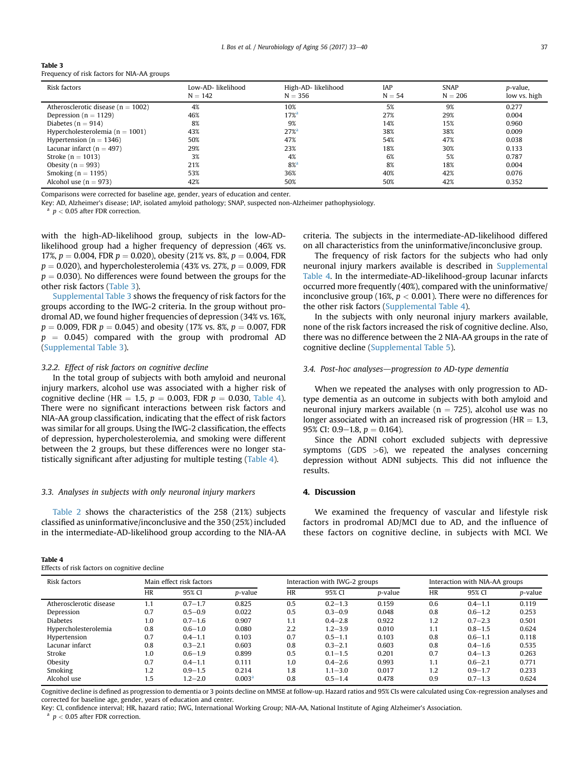**Table 3**
Frequency of risk factors for NIA-AA groups

| Risk factors | Low-AD- likelihood N = 142 | High-AD- likelihood N = 356 | IAP N = 54 | SNAP N = 206 | $p$-value, low vs. high |
|---|---|---|---|---|---|
| Atherosclerotic disease (n = 1002) | 4% | 10% | 5% | 9% | 0.277 |
| Depression (n = 1129) | 46% | 17%[a] | 27% | 29% | 0.004 |
| Diabetes (n = 914) | 8% | 9% | 14% | 15% | 0.960 |
| Hypercholesterolemia (n = 1001) | 43% | 27%[a] | 38% | 38% | 0.009 |
| Hypertension (n = 1346) | 50% | 47% | 54% | 47% | 0.038 |
| Lacunar infarct (n = 497) | 29% | 23% | 18% | 30% | 0.133 |
| Stroke (n = 1013) | 3% | 4% | 6% | 5% | 0.787 |
| Obesity (n = 993) | 21% | 8%[a] | 8% | 18% | 0.004 |
| Smoking (n = 1195) | 53% | 36% | 40% | 42% | 0.076 |
| Alcohol use (n = 973) | 42% | 50% | 50% | 42% | 0.352 |

Comparisons were corrected for baseline age, gender, years of education and center.
Key: AD, Alzheimer's disease; IAP, isolated amyloid pathology; SNAP, suspected non-Alzheimer pathophysiology.
[a] $p < 0.05$ after FDR correction.

with the high-AD-likelihood group, subjects in the low-AD-likelihood group had a higher frequency of depression (46% vs. 17%, $p = 0.004$, FDR $p = 0.020$), obesity (21% vs. 8%, $p = 0.004$, FDR $p = 0.020$), and hypercholesterolemia (43% vs. 27%, $p = 0.009$, FDR $p = 0.030$). No differences were found between the groups for the other risk factors (Table 3).

Supplemental Table 3 shows the frequency of risk factors for the groups according to the IWG-2 criteria. In the group without prodromal AD, we found higher frequencies of depression (34% vs. 16%, $p = 0.009$, FDR $p = 0.045$) and obesity (17% vs. 8%, $p = 0.007$, FDR $p = 0.045$) compared with the group with prodromal AD (Supplemental Table 3).

#### 3.2.2. Effect of risk factors on cognitive decline

In the total group of subjects with both amyloid and neuronal injury markers, alcohol use was associated with a higher risk of cognitive decline (HR = 1.5, $p = 0.003$, FDR $p = 0.030$, Table 4). There were no significant interactions between risk factors and NIA-AA group classification, indicating that the effect of risk factors was similar for all groups. Using the IWG-2 classification, the effects of depression, hypercholesterolemia, and smoking were different between the 2 groups, but these differences were no longer statistically significant after adjusting for multiple testing (Table 4).

### 3.3. Analyses in subjects with only neuronal injury markers

Table 2 shows the characteristics of the 258 (21%) subjects classified as uninformative/inconclusive and the 350 (25%) included in the intermediate-AD-likelihood group according to the NIA-AA criteria. The subjects in the intermediate-AD-likelihood differed on all characteristics from the uninformative/inconclusive group.

The frequency of risk factors for the subjects who had only neuronal injury markers available is described in Supplemental Table 4. In the intermediate-AD-likelihood-group lacunar infarcts occurred more frequently (40%), compared with the uninformative/inconclusive group (16%, $p < 0.001$). There were no differences for the other risk factors (Supplemental Table 4).

In the subjects with only neuronal injury markers available, none of the risk factors increased the risk of cognitive decline. Also, there was no difference between the 2 NIA-AA groups in the rate of cognitive decline (Supplemental Table 5).

### 3.4. Post-hoc analyses—progression to AD-type dementia

When we repeated the analyses with only progression to AD-type dementia as an outcome in subjects with both amyloid and neuronal injury markers available (n = 725), alcohol use was no longer associated with an increased risk of progression (HR = 1.3, 95% CI: 0.9−1.8, $p = 0.164$).

Since the ADNI cohort excluded subjects with depressive symptoms (GDS >6), we repeated the analyses concerning depression without ADNI subjects. This did not influence the results.

## 4. Discussion

We examined the frequency of vascular and lifestyle risk factors in prodromal AD/MCI due to AD, and the influence of these factors on cognitive decline, in subjects with MCI. We

**Table 4**
Effects of risk factors on cognitive decline

| Risk factors | Main effect risk factors | | | Interaction with IWG-2 groups | | | Interaction with NIA-AA groups | | |
|---|---|---|---|---|---|---|---|---|---|
| | HR | 95% CI | $p$-value | HR | 95% CI | $p$-value | HR | 95% CI | $p$-value |
| Atherosclerotic disease | 1.1 | 0.7−1.7 | 0.825 | 0.5 | 0.2−1.3 | 0.159 | 0.6 | 0.4−1.1 | 0.119 |
| Depression | 0.7 | 0.5−0.9 | 0.022 | 0.5 | 0.3−0.9 | 0.048 | 0.8 | 0.6−1.2 | 0.253 |
| Diabetes | 1.0 | 0.7−1.6 | 0.907 | 1.1 | 0.4−2.8 | 0.922 | 1.2 | 0.7−2.3 | 0.501 |
| Hypercholesterolemia | 0.8 | 0.6−1.0 | 0.080 | 2.2 | 1.2−3.9 | 0.010 | 1.1 | 0.8−1.5 | 0.624 |
| Hypertension | 0.7 | 0.4−1.1 | 0.103 | 0.7 | 0.5−1.1 | 0.103 | 0.8 | 0.6−1.1 | 0.118 |
| Lacunar infarct | 0.8 | 0.3−2.1 | 0.603 | 0.8 | 0.3−2.1 | 0.603 | 0.8 | 0.4−1.6 | 0.535 |
| Stroke | 1.0 | 0.6−1.9 | 0.899 | 0.5 | 0.1−1.5 | 0.201 | 0.7 | 0.4−1.3 | 0.263 |
| Obesity | 0.7 | 0.4−1.1 | 0.111 | 1.0 | 0.4−2.6 | 0.993 | 1.1 | 0.6−2.1 | 0.771 |
| Smoking | 1.2 | 0.9−1.5 | 0.214 | 1.8 | 1.1−3.0 | 0.017 | 1.2 | 0.9−1.7 | 0.233 |
| Alcohol use | 1.5 | 1.2−2.0 | 0.003[a] | 0.8 | 0.5−1.4 | 0.478 | 0.9 | 0.7−1.3 | 0.624 |

Cognitive decline is defined as progression to dementia or 3 points decline on MMSE at follow-up. Hazard ratios and 95% CIs were calculated using Cox-regression analyses and corrected for baseline age, gender, years of education and center.
Key: CI, confidence interval; HR, hazard ratio; IWG, International Working Group; NIA-AA, National Institute of Aging Alzheimer's Association.
[a] $p < 0.05$ after FDR correction.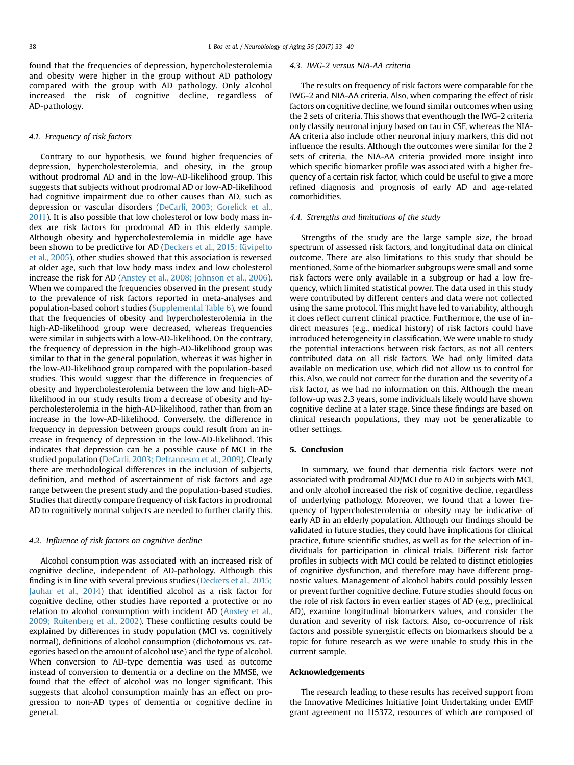found that the frequencies of depression, hypercholesterolemia and obesity were higher in the group without AD pathology compared with the group with AD pathology. Only alcohol increased the risk of cognitive decline, regardless of AD-pathology.

### 4.1. Frequency of risk factors

Contrary to our hypothesis, we found higher frequencies of depression, hypercholesterolemia, and obesity, in the group without prodromal AD and in the low-AD-likelihood group. This suggests that subjects without prodromal AD or low-AD-likelihood had cognitive impairment due to other causes than AD, such as depression or vascular disorders (DeCarli, 2003; Gorelick et al., 2011). It is also possible that low cholesterol or low body mass index are risk factors for prodromal AD in this elderly sample. Although obesity and hypercholesterolemia in middle age have been shown to be predictive for AD (Deckers et al., 2015; Kivipelto et al., 2005), other studies showed that this association is reversed at older age, such that low body mass index and low cholesterol increase the risk for AD (Anstey et al., 2008; Johnson et al., 2006). When we compared the frequencies observed in the present study to the prevalence of risk factors reported in meta-analyses and population-based cohort studies (Supplemental Table 6), we found that the frequencies of obesity and hypercholesterolemia in the high-AD-likelihood group were decreased, whereas frequencies were similar in subjects with a low-AD-likelihood. On the contrary, the frequency of depression in the high-AD-likelihood group was similar to that in the general population, whereas it was higher in the low-AD-likelihood group compared with the population-based studies. This would suggest that the difference in frequencies of obesity and hypercholesterolemia between the low and high-AD-likelihood in our study results from a decrease of obesity and hypercholesterolemia in the high-AD-likelihood, rather than from an increase in the low-AD-likelihood. Conversely, the difference in frequency in depression between groups could result from an increase in frequency of depression in the low-AD-likelihood. This indicates that depression can be a possible cause of MCI in the studied population (DeCarli, 2003; Defrancesco et al., 2009). Clearly there are methodological differences in the inclusion of subjects, definition, and method of ascertainment of risk factors and age range between the present study and the population-based studies. Studies that directly compare frequency of risk factors in prodromal AD to cognitively normal subjects are needed to further clarify this.

### 4.2. Influence of risk factors on cognitive decline

Alcohol consumption was associated with an increased risk of cognitive decline, independent of AD-pathology. Although this finding is in line with several previous studies (Deckers et al., 2015; Jauhar et al., 2014) that identified alcohol as a risk factor for cognitive decline, other studies have reported a protective or no relation to alcohol consumption with incident AD (Anstey et al., 2009; Ruitenberg et al., 2002). These conflicting results could be explained by differences in study population (MCI vs. cognitively normal), definitions of alcohol consumption (dichotomous vs. categories based on the amount of alcohol use) and the type of alcohol. When conversion to AD-type dementia was used as outcome instead of conversion to dementia or a decline on the MMSE, we found that the effect of alcohol was no longer significant. This suggests that alcohol consumption mainly has an effect on progression to non-AD types of dementia or cognitive decline in general.

### 4.3. IWG-2 versus NIA-AA criteria

The results on frequency of risk factors were comparable for the IWG-2 and NIA-AA criteria. Also, when comparing the effect of risk factors on cognitive decline, we found similar outcomes when using the 2 sets of criteria. This shows that eventhough the IWG-2 criteria only classify neuronal injury based on tau in CSF, whereas the NIA-AA criteria also include other neuronal injury markers, this did not influence the results. Although the outcomes were similar for the 2 sets of criteria, the NIA-AA criteria provided more insight into which specific biomarker profile was associated with a higher frequency of a certain risk factor, which could be useful to give a more refined diagnosis and prognosis of early AD and age-related comorbidities.

### 4.4. Strengths and limitations of the study

Strengths of the study are the large sample size, the broad spectrum of assessed risk factors, and longitudinal data on clinical outcome. There are also limitations to this study that should be mentioned. Some of the biomarker subgroups were small and some risk factors were only available in a subgroup or had a low frequency, which limited statistical power. The data used in this study were contributed by different centers and data were not collected using the same protocol. This might have led to variability, although it does reflect current clinical practice. Furthermore, the use of indirect measures (e.g., medical history) of risk factors could have introduced heterogeneity in classification. We were unable to study the potential interactions between risk factors, as not all centers contributed data on all risk factors. We had only limited data available on medication use, which did not allow us to control for this. Also, we could not correct for the duration and the severity of a risk factor, as we had no information on this. Although the mean follow-up was 2.3 years, some individuals likely would have shown cognitive decline at a later stage. Since these findings are based on clinical research populations, they may not be generalizable to other settings.

## 5. Conclusion

In summary, we found that dementia risk factors were not associated with prodromal AD/MCI due to AD in subjects with MCI, and only alcohol increased the risk of cognitive decline, regardless of underlying pathology. Moreover, we found that a lower frequency of hypercholesterolemia or obesity may be indicative of early AD in an elderly population. Although our findings should be validated in future studies, they could have implications for clinical practice, future scientific studies, as well as for the selection of individuals for participation in clinical trials. Different risk factor profiles in subjects with MCI could be related to distinct etiologies of cognitive dysfunction, and therefore may have different prognostic values. Management of alcohol habits could possibly lessen or prevent further cognitive decline. Future studies should focus on the role of risk factors in even earlier stages of AD (e.g., preclinical AD), examine longitudinal biomarkers values, and consider the duration and severity of risk factors. Also, co-occurrence of risk factors and possible synergistic effects on biomarkers should be a topic for future research as we were unable to study this in the current sample.

## Acknowledgements

The research leading to these results has received support from the Innovative Medicines Initiative Joint Undertaking under EMIF grant agreement no 115372, resources of which are composed of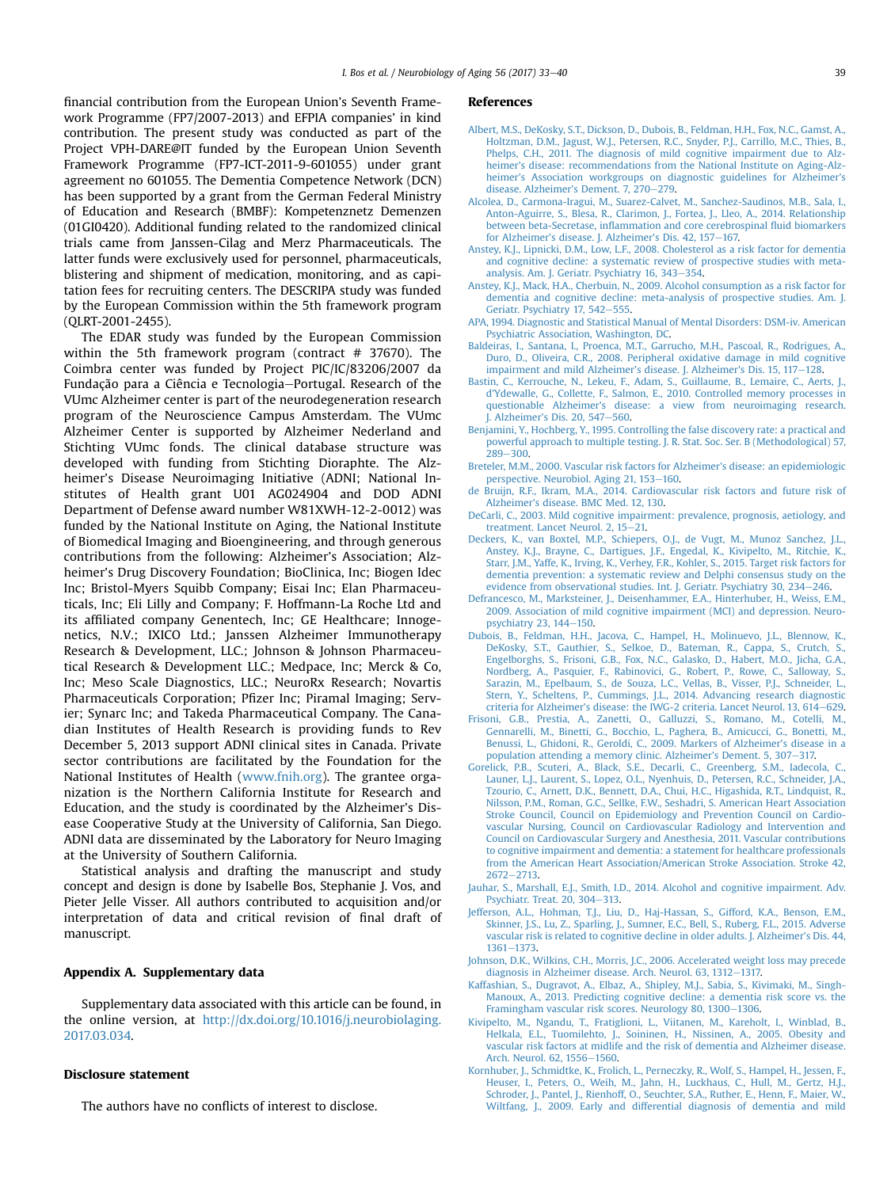financial contribution from the European Union's Seventh Framework Programme (FP7/2007-2013) and EFPIA companies' in kind contribution. The present study was conducted as part of the Project VPH-DARE@IT funded by the European Union Seventh Framework Programme (FP7-ICT-2011-9-601055) under grant agreement no 601055. The Dementia Competence Network (DCN) has been supported by a grant from the German Federal Ministry of Education and Research (BMBF): Kompetenznetz Demenzen (01GI0420). Additional funding related to the randomized clinical trials came from Janssen-Cilag and Merz Pharmaceuticals. The latter funds were exclusively used for personnel, pharmaceuticals, blistering and shipment of medication, monitoring, and as capitation fees for recruiting centers. The DESCRIPA study was funded by the European Commission within the 5th framework program (QLRT-2001-2455).

The EDAR study was funded by the European Commission within the 5th framework program (contract # 37670). The Coimbra center was funded by Project PIC/IC/83206/2007 da Fundação para a Ciência e Tecnologia—Portugal. Research of the VUmc Alzheimer center is part of the neurodegeneration research program of the Neuroscience Campus Amsterdam. The VUmc Alzheimer Center is supported by Alzheimer Nederland and Stichting VUmc fonds. The clinical database structure was developed with funding from Stichting Dioraphte. The Alzheimer's Disease Neuroimaging Initiative (ADNI; National Institutes of Health grant U01 AG024904 and DOD ADNI Department of Defense award number W81XWH-12-2-0012) was funded by the National Institute on Aging, the National Institute of Biomedical Imaging and Bioengineering, and through generous contributions from the following: Alzheimer's Association; Alzheimer's Drug Discovery Foundation; BioClinica, Inc; Biogen Idec Inc; Bristol-Myers Squibb Company; Eisai Inc; Elan Pharmaceuticals, Inc; Eli Lilly and Company; F. Hoffmann-La Roche Ltd and its affiliated company Genentech, Inc; GE Healthcare; Innogenetics, N.V.; IXICO Ltd.; Janssen Alzheimer Immunotherapy Research & Development, LLC.; Johnson & Johnson Pharmaceutical Research & Development LLC.; Medpace, Inc; Merck & Co, Inc; Meso Scale Diagnostics, LLC.; NeuroRx Research; Novartis Pharmaceuticals Corporation; Pfizer Inc; Piramal Imaging; Servier; Synarc Inc; and Takeda Pharmaceutical Company. The Canadian Institutes of Health Research is providing funds to Rev December 5, 2013 support ADNI clinical sites in Canada. Private sector contributions are facilitated by the Foundation for the National Institutes of Health (www.fnih.org). The grantee organization is the Northern California Institute for Research and Education, and the study is coordinated by the Alzheimer's Disease Cooperative Study at the University of California, San Diego. ADNI data are disseminated by the Laboratory for Neuro Imaging at the University of Southern California.

Statistical analysis and drafting the manuscript and study concept and design is done by Isabelle Bos, Stephanie J. Vos, and Pieter Jelle Visser. All authors contributed to acquisition and/or interpretation of data and critical revision of final draft of manuscript.

## Appendix A. Supplementary data

Supplementary data associated with this article can be found, in the online version, at http://dx.doi.org/10.1016/j.neurobiolaging.2017.03.034.

## Disclosure statement

The authors have no conflicts of interest to disclose.

## References

Albert, M.S., DeKosky, S.T., Dickson, D., Dubois, B., Feldman, H.H., Fox, N.C., Gamst, A., Holtzman, D.M., Jagust, W.J., Petersen, R.C., Snyder, P.J., Carrillo, M.C., Thies, B., Phelps, C.H., 2011. The diagnosis of mild cognitive impairment due to Alzheimer's disease: recommendations from the National Institute on Aging-Alzheimer's Association workgroups on diagnostic guidelines for Alzheimer's disease. Alzheimer's Dement. 7, 270–279.

Alcolea, D., Carmona-Iragui, M., Suarez-Calvet, M., Sanchez-Saudinos, M.B., Sala, I., Anton-Aguirre, S., Blesa, R., Clarimon, J., Fortea, J., Lleo, A., 2014. Relationship between beta-Secretase, inflammation and core cerebrospinal fluid biomarkers for Alzheimer's disease. J. Alzheimer's Dis. 42, 157–167.

Anstey, K.J., Lipnicki, D.M., Low, L.F., 2008. Cholesterol as a risk factor for dementia and cognitive decline: a systematic review of prospective studies with meta-analysis. Am. J. Geriatr. Psychiatry 16, 343–354.

Anstey, K.J., Mack, H.A., Cherbuin, N., 2009. Alcohol consumption as a risk factor for dementia and cognitive decline: meta-analysis of prospective studies. Am. J. Geriatr. Psychiatry 17, 542–555.

APA, 1994. Diagnostic and Statistical Manual of Mental Disorders: DSM-iv. American Psychiatric Association, Washington, DC.

Baldeiras, I., Santana, I., Proenca, M.T., Garrucho, M.H., Pascoal, R., Rodrigues, A., Duro, D., Oliveira, C.R., 2008. Peripheral oxidative damage in mild cognitive impairment and mild Alzheimer's disease. J. Alzheimer's Dis. 15, 117–128.

Bastin, C., Kerrouche, N., Lekeu, F., Adam, S., Guillaume, B., Lemaire, C., Aerts, J., d'Ydewalle, G., Collette, F., Salmon, E., 2010. Controlled memory processes in questionable Alzheimer's disease: a view from neuroimaging research. J. Alzheimer's Dis. 20, 547–560.

Benjamini, Y., Hochberg, Y., 1995. Controlling the false discovery rate: a practical and powerful approach to multiple testing. J. R. Stat. Soc. Ser. B (Methodological) 57, 289–300.

Breteler, M.M., 2000. Vascular risk factors for Alzheimer's disease: an epidemiologic perspective. Neurobiol. Aging 21, 153–160.

de Bruijn, R.F., Ikram, M.A., 2014. Cardiovascular risk factors and future risk of Alzheimer's disease. BMC Med. 12, 130.

DeCarli, C., 2003. Mild cognitive impairment: prevalence, prognosis, aetiology, and treatment. Lancet Neurol. 2, 15–21.

Deckers, K., van Boxtel, M.P., Schiepers, O.J., de Vugt, M., Munoz Sanchez, J.L., Anstey, K.J., Brayne, C., Dartigues, J.F., Engedal, K., Kivipelto, M., Ritchie, K., Starr, J.M., Yaffe, K., Irving, K., Verhey, F.R., Kohler, S., 2015. Target risk factors for dementia prevention: a systematic review and Delphi consensus study on the evidence from observational studies. Int. J. Geriatr. Psychiatry 30, 234–246.

Defrancesco, M., Marksteiner, J., Deisenhammer, E.A., Hinterhuber, H., Weiss, E.M., 2009. Association of mild cognitive impairment (MCI) and depression. Neuropsychiatry 23, 144–150.

Dubois, B., Feldman, H.H., Jacova, C., Hampel, H., Molinuevo, J.L., Blennow, K., DeKosky, S.T., Gauthier, S., Selkoe, D., Bateman, R., Cappa, S., Crutch, S., Engelborghs, S., Frisoni, G.B., Fox, N.C., Galasko, D., Habert, M.O., Jicha, G.A., Nordberg, A., Pasquier, F., Rabinovici, G., Robert, P., Rowe, C., Salloway, S., Sarazin, M., Epelbaum, S., de Souza, L.C., Vellas, B., Visser, P.J., Schneider, L., Stern, Y., Scheltens, P., Cummings, J.L., 2014. Advancing research diagnostic criteria for Alzheimer's disease: the IWG-2 criteria. Lancet Neurol. 13, 614–629.

Frisoni, G.B., Prestia, A., Zanetti, O., Galluzzi, S., Romano, M., Cotelli, M., Gennarelli, M., Binetti, G., Bocchio, L., Paghera, B., Amicucci, G., Bonetti, M., Benussi, L., Ghidoni, R., Geroldi, C., 2009. Markers of Alzheimer's disease in a population attending a memory clinic. Alzheimer's Dement. 5, 307–317.

Gorelick, P.B., Scuteri, A., Black, S.E., Decarli, C., Greenberg, S.M., Iadecola, C., Launer, L.J., Laurent, S., Lopez, O.L., Nyenhuis, D., Petersen, R.C., Schneider, J.A., Tzourio, C., Arnett, D.K., Bennett, D.A., Chui, H.C., Higashida, R.T., Lindquist, R., Nilsson, P.M., Roman, G.C., Sellke, F.W., Seshadri, S. American Heart Association Stroke Council, Council on Epidemiology and Prevention Council on Cardiovascular Nursing, Council on Cardiovascular Radiology and Intervention and Council on Cardiovascular Surgery and Anesthesia, 2011. Vascular contributions to cognitive impairment and dementia: a statement for healthcare professionals from the American Heart Association/American Stroke Association. Stroke 42, 2672–2713.

Jauhar, S., Marshall, E.J., Smith, I.D., 2014. Alcohol and cognitive impairment. Adv. Psychiatr. Treat. 20, 304–313.

Jefferson, A.L., Hohman, T.J., Liu, D., Haj-Hassan, S., Gifford, K.A., Benson, E.M., Skinner, J.S., Lu, Z., Sparling, J., Sumner, E.C., Bell, S., Ruberg, F.L., 2015. Adverse vascular risk is related to cognitive decline in older adults. J. Alzheimer's Dis. 44, 1361–1373.

Johnson, D.K., Wilkins, C.H., Morris, J.C., 2006. Accelerated weight loss may precede diagnosis in Alzheimer disease. Arch. Neurol. 63, 1312–1317.

Kaffashian, S., Dugravot, A., Elbaz, A., Shipley, M.J., Sabia, S., Kivimaki, M., Singh-Manoux, A., 2013. Predicting cognitive decline: a dementia risk score vs. the Framingham vascular risk scores. Neurology 80, 1300–1306.

Kivipelto, M., Ngandu, T., Fratiglioni, L., Viitanen, M., Kareholt, I., Winblad, B., Helkala, E.L., Tuomilehto, J., Soininen, H., Nissinen, A., 2005. Obesity and vascular risk factors at midlife and the risk of dementia and Alzheimer disease. Arch. Neurol. 62, 1556–1560.

Kornhuber, J., Schmidtke, K., Frolich, L., Perneczky, R., Wolf, S., Hampel, H., Jessen, F., Heuser, I., Peters, O., Weih, M., Jahn, H., Luckhaus, C., Hull, M., Gertz, H.J., Schroder, J., Pantel, J., Rienhoff, O., Seuchter, S.A., Ruther, E., Henn, F., Maier, W., Wiltfang, J., 2009. Early and differential diagnosis of dementia and mild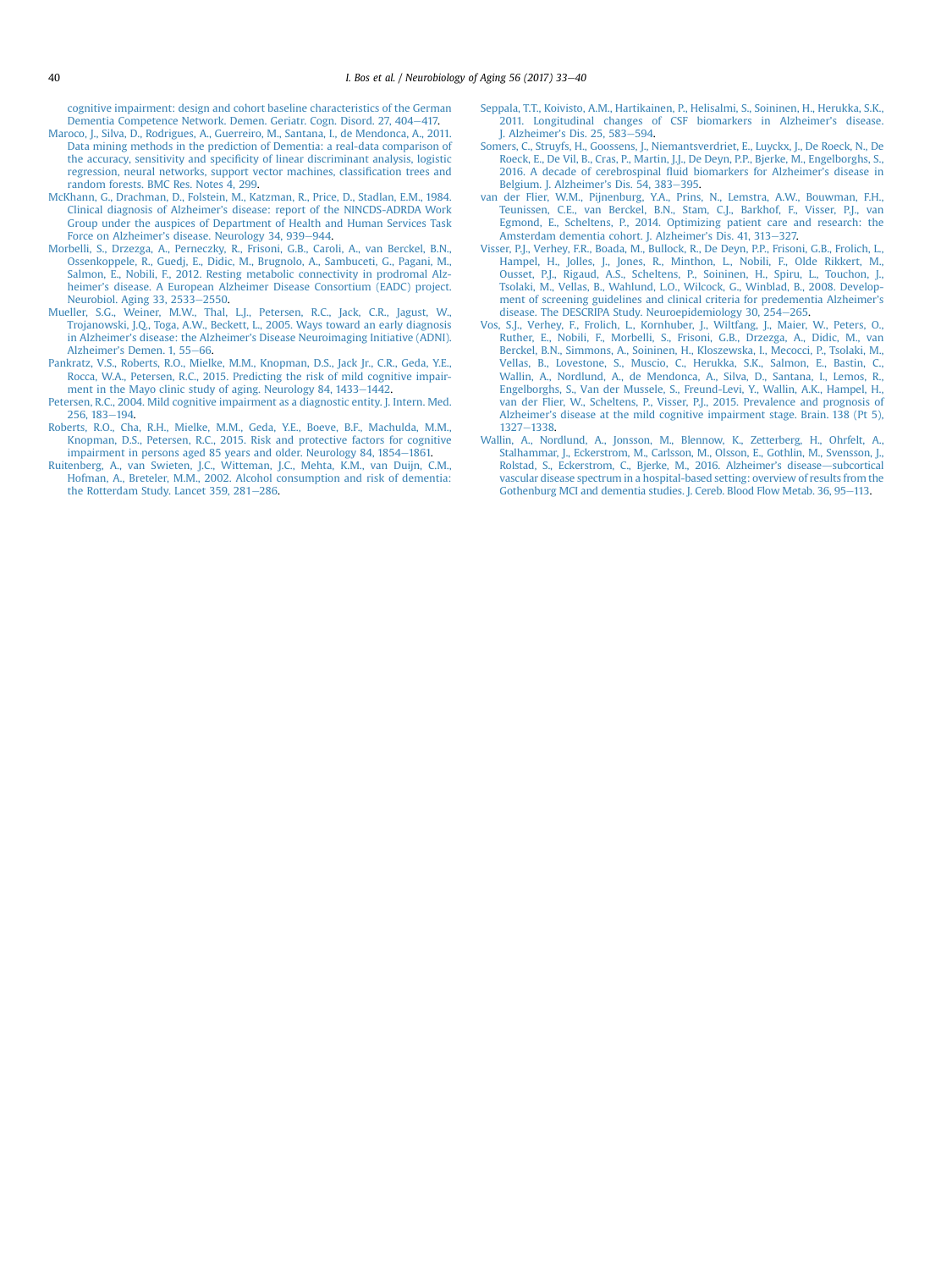cognitive impairment: design and cohort baseline characteristics of the German Dementia Competence Network. Demen. Geriatr. Cogn. Disord. 27, 404–417.

Maroco, J., Silva, D., Rodrigues, A., Guerreiro, M., Santana, I., de Mendonca, A., 2011. Data mining methods in the prediction of Dementia: a real-data comparison of the accuracy, sensitivity and specificity of linear discriminant analysis, logistic regression, neural networks, support vector machines, classification trees and random forests. BMC Res. Notes 4, 299.

McKhann, G., Drachman, D., Folstein, M., Katzman, R., Price, D., Stadlan, E.M., 1984. Clinical diagnosis of Alzheimer's disease: report of the NINCDS-ADRDA Work Group under the auspices of Department of Health and Human Services Task Force on Alzheimer's disease. Neurology 34, 939–944.

Morbelli, S., Drzezga, A., Perneczky, R., Frisoni, G.B., Caroli, A., van Berckel, B.N., Ossenkoppele, R., Guedj, E., Didic, M., Brugnolo, A., Sambuceti, G., Pagani, M., Salmon, E., Nobili, F., 2012. Resting metabolic connectivity in prodromal Alzheimer's disease. A European Alzheimer Disease Consortium (EADC) project. Neurobiol. Aging 33, 2533–2550.

Mueller, S.G., Weiner, M.W., Thal, L.J., Petersen, R.C., Jack, C.R., Jagust, W., Trojanowski, J.Q., Toga, A.W., Beckett, L., 2005. Ways toward an early diagnosis in Alzheimer's disease: the Alzheimer's Disease Neuroimaging Initiative (ADNI). Alzheimer's Demen. 1, 55–66.

Pankratz, V.S., Roberts, R.O., Mielke, M.M., Knopman, D.S., Jack Jr., C.R., Geda, Y.E., Rocca, W.A., Petersen, R.C., 2015. Predicting the risk of mild cognitive impairment in the Mayo clinic study of aging. Neurology 84, 1433–1442.

Petersen, R.C., 2004. Mild cognitive impairment as a diagnostic entity. J. Intern. Med. 256, 183–194.

Roberts, R.O., Cha, R.H., Mielke, M.M., Geda, Y.E., Boeve, B.F., Machulda, M.M., Knopman, D.S., Petersen, R.C., 2015. Risk and protective factors for cognitive impairment in persons aged 85 years and older. Neurology 84, 1854–1861.

Ruitenberg, A., van Swieten, J.C., Witteman, J.C., Mehta, K.M., van Duijn, C.M., Hofman, A., Breteler, M.M., 2002. Alcohol consumption and risk of dementia: the Rotterdam Study. Lancet 359, 281–286.

Seppala, T.T., Koivisto, A.M., Hartikainen, P., Helisalmi, S., Soininen, H., Herukka, S.K., 2011. Longitudinal changes of CSF biomarkers in Alzheimer's disease. J. Alzheimer's Dis. 25, 583–594.

Somers, C., Struyfs, H., Goossens, J., Niemantsverdriet, E., Luyckx, J., De Roeck, N., De Roeck, E., De Vil, B., Cras, P., Martin, J.J., De Deyn, P.P., Bjerke, M., Engelborghs, S., 2016. A decade of cerebrospinal fluid biomarkers for Alzheimer's disease in Belgium. J. Alzheimer's Dis. 54, 383–395.

van der Flier, W.M., Pijnenburg, Y.A., Prins, N., Lemstra, A.W., Bouwman, F.H., Teunissen, C.E., van Berckel, B.N., Stam, C.J., Barkhof, F., Visser, P.J., van Egmond, E., Scheltens, P., 2014. Optimizing patient care and research: the Amsterdam dementia cohort. J. Alzheimer's Dis. 41, 313–327.

Visser, P.J., Verhey, F.R., Boada, M., Bullock, R., De Deyn, P.P., Frisoni, G.B., Frolich, L., Hampel, H., Jolles, J., Jones, R., Minthon, L., Nobili, F., Olde Rikkert, M., Ousset, P.J., Rigaud, A.S., Scheltens, P., Soininen, H., Spiru, L., Touchon, J., Tsolaki, M., Vellas, B., Wahlund, L.O., Wilcock, G., Winblad, B., 2008. Development of screening guidelines and clinical criteria for predementia Alzheimer's disease. The DESCRIPA Study. Neuroepidemiology 30, 254–265.

Vos, S.J., Verhey, F., Frolich, L., Kornhuber, J., Wiltfang, J., Maier, W., Peters, O., Ruther, E., Nobili, F., Morbelli, S., Frisoni, G.B., Drzezga, A., Didic, M., van Berckel, B.N., Simmons, A., Soininen, H., Kloszewska, I., Mecocci, P., Tsolaki, M., Vellas, B., Lovestone, S., Muscio, C., Herukka, S.K., Salmon, E., Bastin, C., Wallin, A., Nordlund, A., de Mendonca, A., Silva, D., Santana, I., Lemos, R., Engelborghs, S., Van der Mussele, S., Freund-Levi, Y., Wallin, A.K., Hampel, H., van der Flier, W., Scheltens, P., Visser, P.J., 2015. Prevalence and prognosis of Alzheimer's disease at the mild cognitive impairment stage. Brain. 138 (Pt 5), 1327–1338.

Wallin, A., Nordlund, A., Jonsson, M., Blennow, K., Zetterberg, H., Ohrfelt, A., Stalhammar, J., Eckerstrom, M., Carlsson, M., Olsson, E., Gothlin, M., Svensson, J., Rolstad, S., Eckerstrom, C., Bjerke, M., 2016. Alzheimer's disease—subcortical vascular disease spectrum in a hospital-based setting: overview of results from the Gothenburg MCI and dementia studies. J. Cereb. Blood Flow Metab. 36, 95–113.